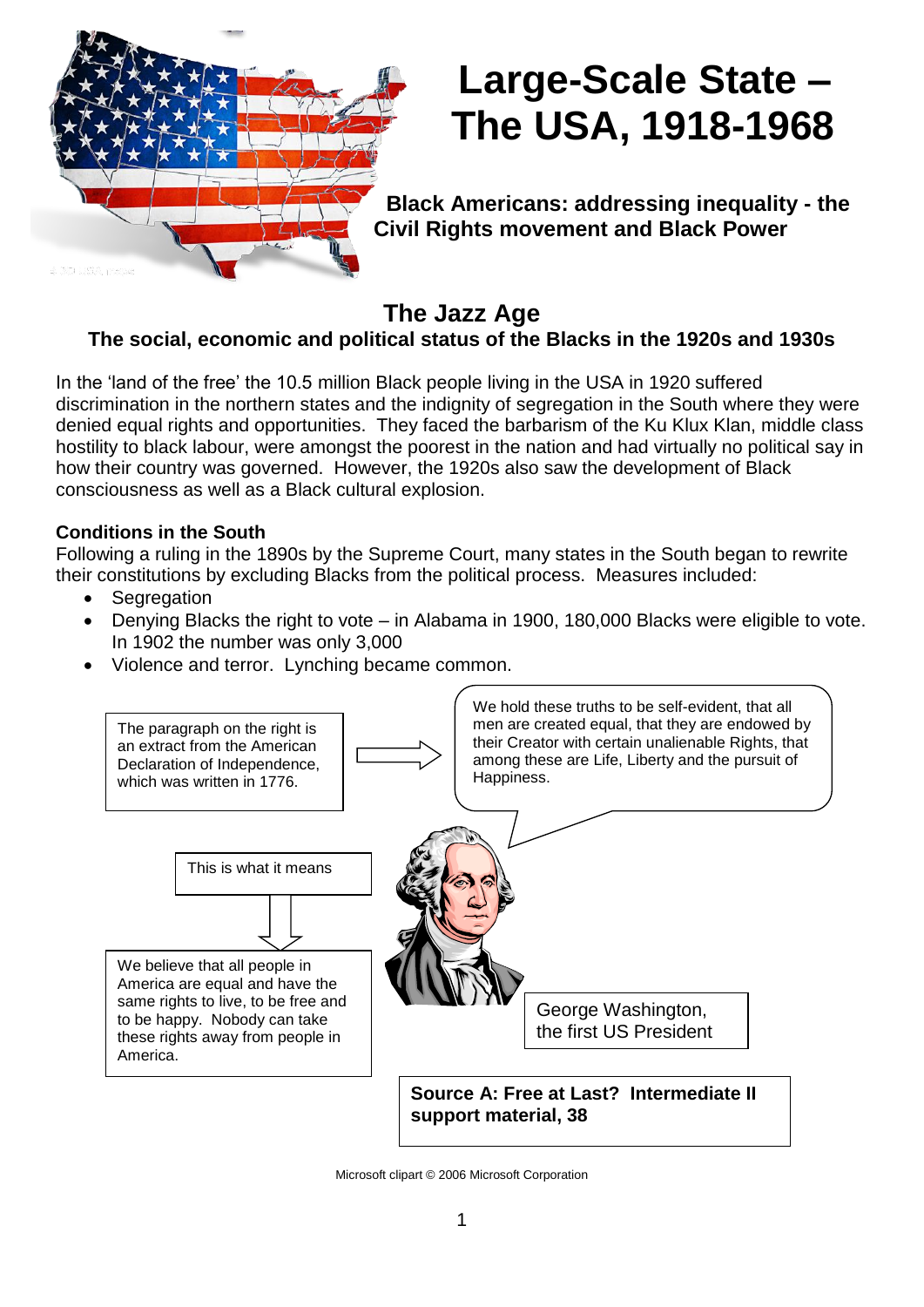# Large-Scale State – The USA, 1918-1968

**Black Americans: addressing inequality - the Civil Rights movement and Black Power**

## The Jazz Age

### The social, economic and political status of the Blacks in the 1920s and 1930s

In the 'land of the free' the 10.5 million Black people living in the USA in 1920 suffered discrimination in the northern states and the indignity of segregation in the South where they were denied equal rights and opportunities. They faced the barbarism of the Ku Klux Klan, middle class hostility to black labour, were amongst the poorest in the nation and had virtually no political say in how their country was governed. However, the 1920s also saw the development of Black consciousness as well as a Black cultural explosion.

**Conditions in the South**

Following a ruling in the 1890s by the Supreme Court, many states in the South began to rewrite their constitutions by excluding Blacks from the political process. Measures included:

- Segregation
- Denying Blacks the right to vote – in Alabama in 1900, 180,000 Blacks were eligible to vote. In 1902 the number was only 3,000
- Violence and terror. Lynching became common.

The paragraph on the right is an extract from the American Declaration of Independence, which was written in 1776.

We hold these truths to be self-evident, that all men are created equal, that they are endowed by their Creator with certain unalienable Rights, that among these are Life, Liberty and the pursuit of Happiness.

This is what it means

We believe that all people in America are equal and have the same rights to live, to be free and to be happy. Nobody can take these rights away from people in America.

George Washington, the first US President

**Source A: Free at Last? Intermediate II support material, 38**

Microsoft clipart © 2006 Microsoft Corporation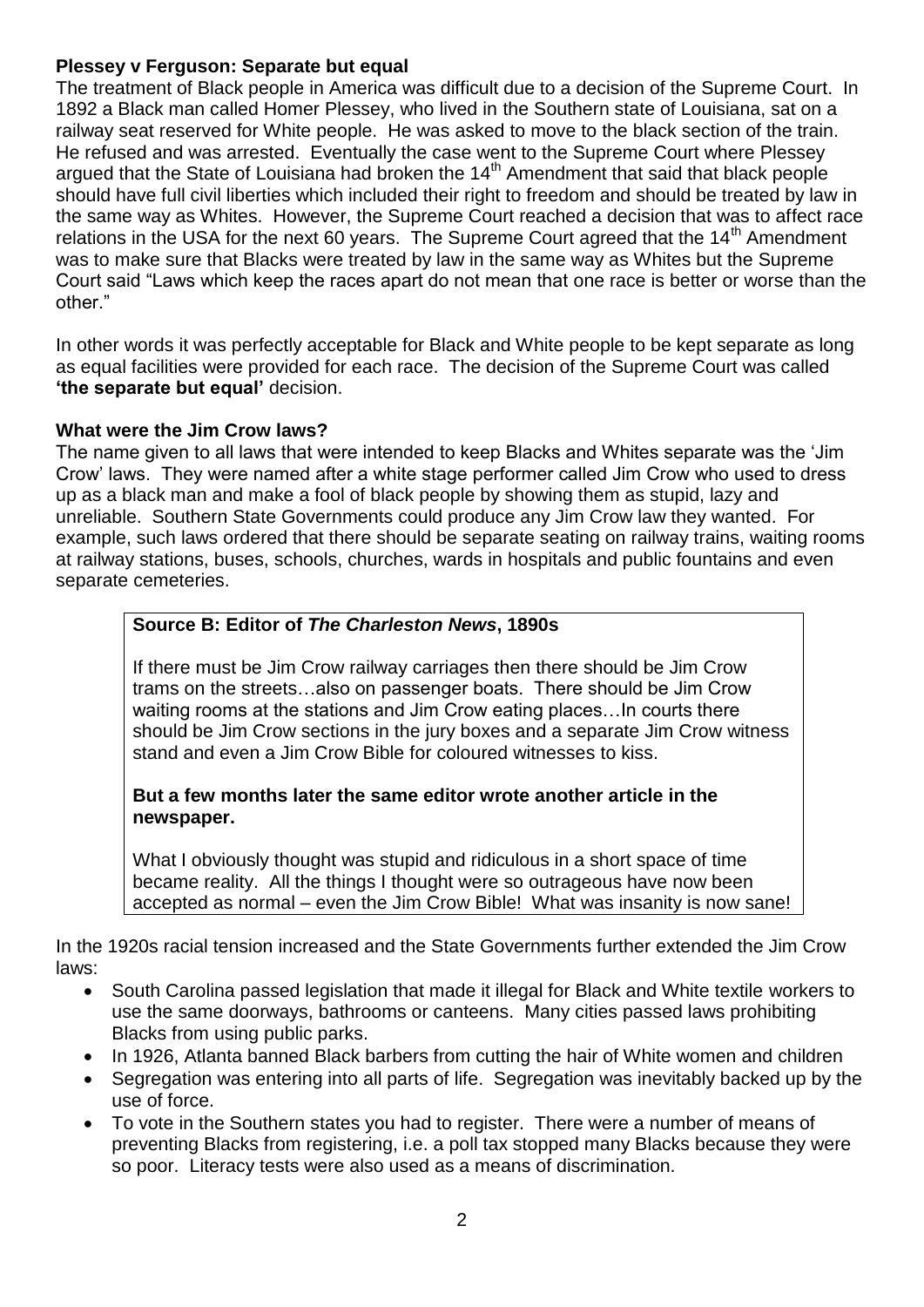**Plessey v Ferguson: Separate but equal**

The treatment of Black people in America was difficult due to a decision of the Supreme Court. In 1892 a Black man called Homer Plessey, who lived in the Southern state of Louisiana, sat on a railway seat reserved for White people. He was asked to move to the black section of the train. He refused and was arrested. Eventually the case went to the Supreme Court where Plessey argued that the State of Louisiana had broken the 14th Amendment that said that black people should have full civil liberties which included their right to freedom and should be treated by law in the same way as Whites. However, the Supreme Court reached a decision that was to affect race relations in the USA for the next 60 years. The Supreme Court agreed that the 14th Amendment was to make sure that Blacks were treated by law in the same way as Whites but the Supreme Court said "Laws which keep the races apart do not mean that one race is better or worse than the other."

In other words it was perfectly acceptable for Black and White people to be kept separate as long as equal facilities were provided for each race. The decision of the Supreme Court was called **'the separate but equal'** decision.

**What were the Jim Crow laws?**

The name given to all laws that were intended to keep Blacks and Whites separate was the 'Jim Crow' laws. They were named after a white stage performer called Jim Crow who used to dress up as a black man and make a fool of black people by showing them as stupid, lazy and unreliable. Southern State Governments could produce any Jim Crow law they wanted. For example, such laws ordered that there should be separate seating on railway trains, waiting rooms at railway stations, buses, schools, churches, wards in hospitals and public fountains and even separate cemeteries.

> **Source B: Editor of *The Charleston News*, 1890s**
>
> If there must be Jim Crow railway carriages then there should be Jim Crow trams on the streets…also on passenger boats. There should be Jim Crow waiting rooms at the stations and Jim Crow eating places…In courts there should be Jim Crow sections in the jury boxes and a separate Jim Crow witness stand and even a Jim Crow Bible for coloured witnesses to kiss.
>
> **But a few months later the same editor wrote another article in the newspaper.**
>
> What I obviously thought was stupid and ridiculous in a short space of time became reality. All the things I thought were so outrageous have now been accepted as normal – even the Jim Crow Bible! What was insanity is now sane!

In the 1920s racial tension increased and the State Governments further extended the Jim Crow laws:

- South Carolina passed legislation that made it illegal for Black and White textile workers to use the same doorways, bathrooms or canteens. Many cities passed laws prohibiting Blacks from using public parks.
- In 1926, Atlanta banned Black barbers from cutting the hair of White women and children
- Segregation was entering into all parts of life. Segregation was inevitably backed up by the use of force.
- To vote in the Southern states you had to register. There were a number of means of preventing Blacks from registering, i.e. a poll tax stopped many Blacks because they were so poor. Literacy tests were also used as a means of discrimination.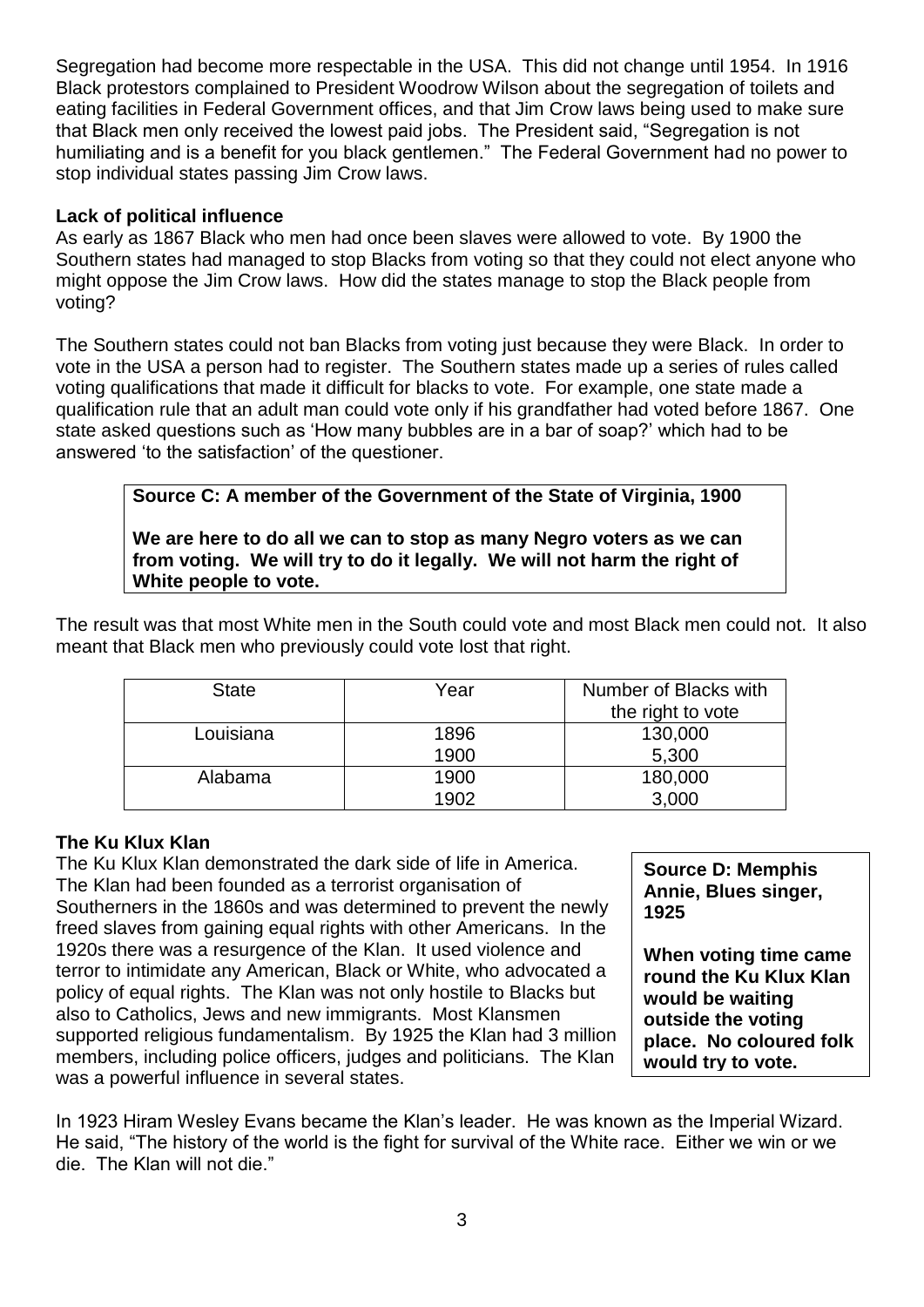Segregation had become more respectable in the USA. This did not change until 1954. In 1916 Black protestors complained to President Woodrow Wilson about the segregation of toilets and eating facilities in Federal Government offices, and that Jim Crow laws being used to make sure that Black men only received the lowest paid jobs. The President said, "Segregation is not humiliating and is a benefit for you black gentlemen." The Federal Government had no power to stop individual states passing Jim Crow laws.

**Lack of political influence**

As early as 1867 Black who men had once been slaves were allowed to vote. By 1900 the Southern states had managed to stop Blacks from voting so that they could not elect anyone who might oppose the Jim Crow laws. How did the states manage to stop the Black people from voting?

The Southern states could not ban Blacks from voting just because they were Black. In order to vote in the USA a person had to register. The Southern states made up a series of rules called voting qualifications that made it difficult for blacks to vote. For example, one state made a qualification rule that an adult man could vote only if his grandfather had voted before 1867. One state asked questions such as 'How many bubbles are in a bar of soap?' which had to be answered 'to the satisfaction' of the questioner.

> **Source C: A member of the Government of the State of Virginia, 1900**
>
> **We are here to do all we can to stop as many Negro voters as we can from voting. We will try to do it legally. We will not harm the right of White people to vote.**

The result was that most White men in the South could vote and most Black men could not. It also meant that Black men who previously could vote lost that right.

| State | Year | Number of Blacks with the right to vote |
|---|---|---|
| Louisiana | 1896 | 130,000 |
| | 1900 | 5,300 |
| Alabama | 1900 | 180,000 |
| | 1902 | 3,000 |

**The Ku Klux Klan**

The Ku Klux Klan demonstrated the dark side of life in America. The Klan had been founded as a terrorist organisation of Southerners in the 1860s and was determined to prevent the newly freed slaves from gaining equal rights with other Americans. In the 1920s there was a resurgence of the Klan. It used violence and terror to intimidate any American, Black or White, who advocated a policy of equal rights. The Klan was not only hostile to Blacks but also to Catholics, Jews and new immigrants. Most Klansmen supported religious fundamentalism. By 1925 the Klan had 3 million members, including police officers, judges and politicians. The Klan was a powerful influence in several states.

> **Source D: Memphis Annie, Blues singer, 1925**
>
> **When voting time came round the Ku Klux Klan would be waiting outside the voting place. No coloured folk would try to vote.**

In 1923 Hiram Wesley Evans became the Klan's leader. He was known as the Imperial Wizard. He said, "The history of the world is the fight for survival of the White race. Either we win or we die. The Klan will not die."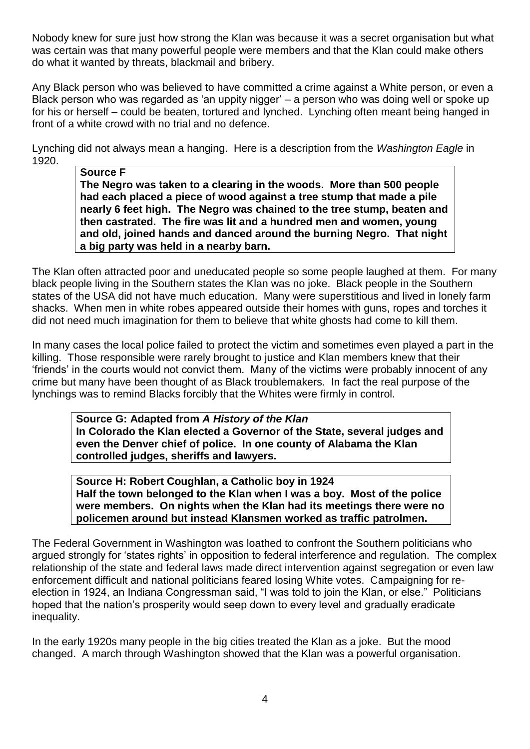Nobody knew for sure just how strong the Klan was because it was a secret organisation but what was certain was that many powerful people were members and that the Klan could make others do what it wanted by threats, blackmail and bribery.

Any Black person who was believed to have committed a crime against a White person, or even a Black person who was regarded as 'an uppity nigger' – a person who was doing well or spoke up for his or herself – could be beaten, tortured and lynched. Lynching often meant being hanged in front of a white crowd with no trial and no defence.

Lynching did not always mean a hanging. Here is a description from the *Washington Eagle* in 1920.

> **Source F**
> **The Negro was taken to a clearing in the woods. More than 500 people had each placed a piece of wood against a tree stump that made a pile nearly 6 feet high. The Negro was chained to the tree stump, beaten and then castrated. The fire was lit and a hundred men and women, young and old, joined hands and danced around the burning Negro. That night a big party was held in a nearby barn.**

The Klan often attracted poor and uneducated people so some people laughed at them. For many black people living in the Southern states the Klan was no joke. Black people in the Southern states of the USA did not have much education. Many were superstitious and lived in lonely farm shacks. When men in white robes appeared outside their homes with guns, ropes and torches it did not need much imagination for them to believe that white ghosts had come to kill them.

In many cases the local police failed to protect the victim and sometimes even played a part in the killing. Those responsible were rarely brought to justice and Klan members knew that their 'friends' in the courts would not convict them. Many of the victims were probably innocent of any crime but many have been thought of as Black troublemakers. In fact the real purpose of the lynchings was to remind Blacks forcibly that the Whites were firmly in control.

> **Source G: Adapted from *A History of the Klan***
> **In Colorado the Klan elected a Governor of the State, several judges and even the Denver chief of police. In one county of Alabama the Klan controlled judges, sheriffs and lawyers.**

> **Source H: Robert Coughlan, a Catholic boy in 1924**
> **Half the town belonged to the Klan when I was a boy. Most of the police were members. On nights when the Klan had its meetings there were no policemen around but instead Klansmen worked as traffic patrolmen.**

The Federal Government in Washington was loathed to confront the Southern politicians who argued strongly for 'states rights' in opposition to federal interference and regulation. The complex relationship of the state and federal laws made direct intervention against segregation or even law enforcement difficult and national politicians feared losing White votes. Campaigning for re-election in 1924, an Indiana Congressman said, "I was told to join the Klan, or else." Politicians hoped that the nation's prosperity would seep down to every level and gradually eradicate inequality.

In the early 1920s many people in the big cities treated the Klan as a joke. But the mood changed. A march through Washington showed that the Klan was a powerful organisation.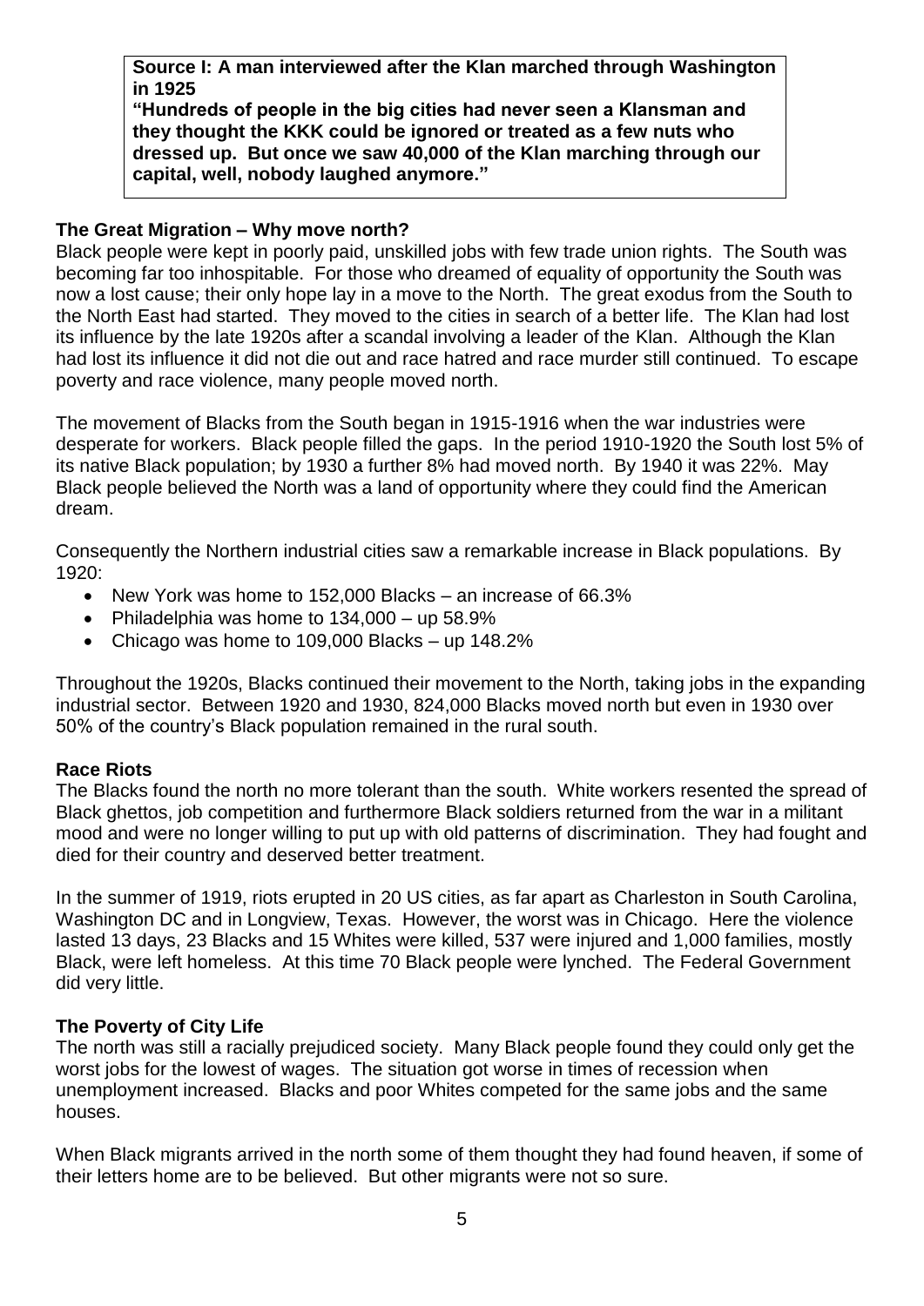**Source I: A man interviewed after the Klan marched through Washington in 1925**
**"Hundreds of people in the big cities had never seen a Klansman and they thought the KKK could be ignored or treated as a few nuts who dressed up. But once we saw 40,000 of the Klan marching through our capital, well, nobody laughed anymore."**

### The Great Migration – Why move north?

Black people were kept in poorly paid, unskilled jobs with few trade union rights. The South was becoming far too inhospitable. For those who dreamed of equality of opportunity the South was now a lost cause; their only hope lay in a move to the North. The great exodus from the South to the North East had started. They moved to the cities in search of a better life. The Klan had lost its influence by the late 1920s after a scandal involving a leader of the Klan. Although the Klan had lost its influence it did not die out and race hatred and race murder still continued. To escape poverty and race violence, many people moved north.

The movement of Blacks from the South began in 1915-1916 when the war industries were desperate for workers. Black people filled the gaps. In the period 1910-1920 the South lost 5% of its native Black population; by 1930 a further 8% had moved north. By 1940 it was 22%. May Black people believed the North was a land of opportunity where they could find the American dream.

Consequently the Northern industrial cities saw a remarkable increase in Black populations. By 1920:

- New York was home to 152,000 Blacks – an increase of 66.3%
- Philadelphia was home to 134,000 – up 58.9%
- Chicago was home to 109,000 Blacks – up 148.2%

Throughout the 1920s, Blacks continued their movement to the North, taking jobs in the expanding industrial sector. Between 1920 and 1930, 824,000 Blacks moved north but even in 1930 over 50% of the country's Black population remained in the rural south.

### Race Riots

The Blacks found the north no more tolerant than the south. White workers resented the spread of Black ghettos, job competition and furthermore Black soldiers returned from the war in a militant mood and were no longer willing to put up with old patterns of discrimination. They had fought and died for their country and deserved better treatment.

In the summer of 1919, riots erupted in 20 US cities, as far apart as Charleston in South Carolina, Washington DC and in Longview, Texas. However, the worst was in Chicago. Here the violence lasted 13 days, 23 Blacks and 15 Whites were killed, 537 were injured and 1,000 families, mostly Black, were left homeless. At this time 70 Black people were lynched. The Federal Government did very little.

### The Poverty of City Life

The north was still a racially prejudiced society. Many Black people found they could only get the worst jobs for the lowest of wages. The situation got worse in times of recession when unemployment increased. Blacks and poor Whites competed for the same jobs and the same houses.

When Black migrants arrived in the north some of them thought they had found heaven, if some of their letters home are to be believed. But other migrants were not so sure.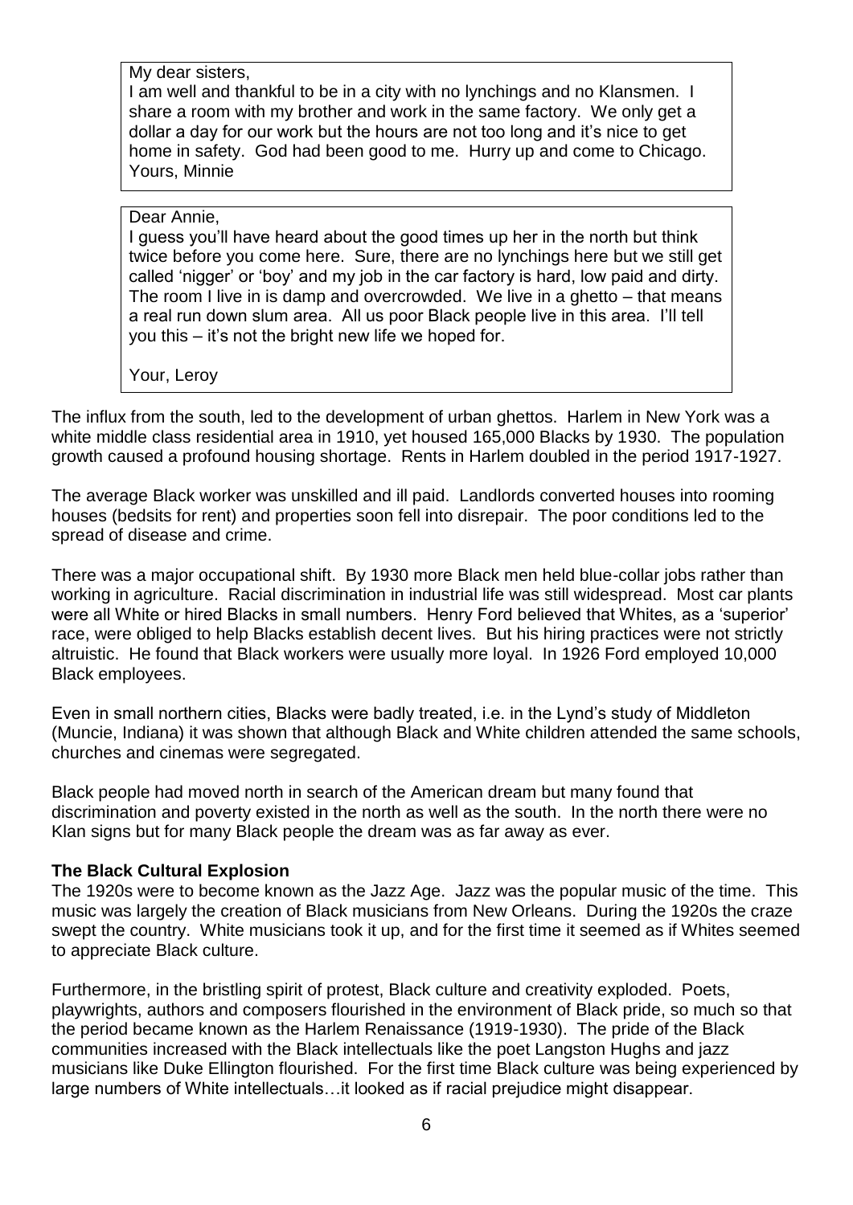> My dear sisters,
> I am well and thankful to be in a city with no lynchings and no Klansmen. I share a room with my brother and work in the same factory. We only get a dollar a day for our work but the hours are not too long and it's nice to get home in safety. God had been good to me. Hurry up and come to Chicago.
> Yours, Minnie

> Dear Annie,
> I guess you'll have heard about the good times up her in the north but think twice before you come here. Sure, there are no lynchings here but we still get called 'nigger' or 'boy' and my job in the car factory is hard, low paid and dirty. The room I live in is damp and overcrowded. We live in a ghetto – that means a real run down slum area. All us poor Black people live in this area. I'll tell you this – it's not the bright new life we hoped for.
>
> Your, Leroy

The influx from the south, led to the development of urban ghettos. Harlem in New York was a white middle class residential area in 1910, yet housed 165,000 Blacks by 1930. The population growth caused a profound housing shortage. Rents in Harlem doubled in the period 1917-1927.

The average Black worker was unskilled and ill paid. Landlords converted houses into rooming houses (bedsits for rent) and properties soon fell into disrepair. The poor conditions led to the spread of disease and crime.

There was a major occupational shift. By 1930 more Black men held blue-collar jobs rather than working in agriculture. Racial discrimination in industrial life was still widespread. Most car plants were all White or hired Blacks in small numbers. Henry Ford believed that Whites, as a 'superior' race, were obliged to help Blacks establish decent lives. But his hiring practices were not strictly altruistic. He found that Black workers were usually more loyal. In 1926 Ford employed 10,000 Black employees.

Even in small northern cities, Blacks were badly treated, i.e. in the Lynd's study of Middleton (Muncie, Indiana) it was shown that although Black and White children attended the same schools, churches and cinemas were segregated.

Black people had moved north in search of the American dream but many found that discrimination and poverty existed in the north as well as the south. In the north there were no Klan signs but for many Black people the dream was as far away as ever.

**The Black Cultural Explosion**

The 1920s were to become known as the Jazz Age. Jazz was the popular music of the time. This music was largely the creation of Black musicians from New Orleans. During the 1920s the craze swept the country. White musicians took it up, and for the first time it seemed as if Whites seemed to appreciate Black culture.

Furthermore, in the bristling spirit of protest, Black culture and creativity exploded. Poets, playwrights, authors and composers flourished in the environment of Black pride, so much so that the period became known as the Harlem Renaissance (1919-1930). The pride of the Black communities increased with the Black intellectuals like the poet Langston Hughs and jazz musicians like Duke Ellington flourished. For the first time Black culture was being experienced by large numbers of White intellectuals…it looked as if racial prejudice might disappear.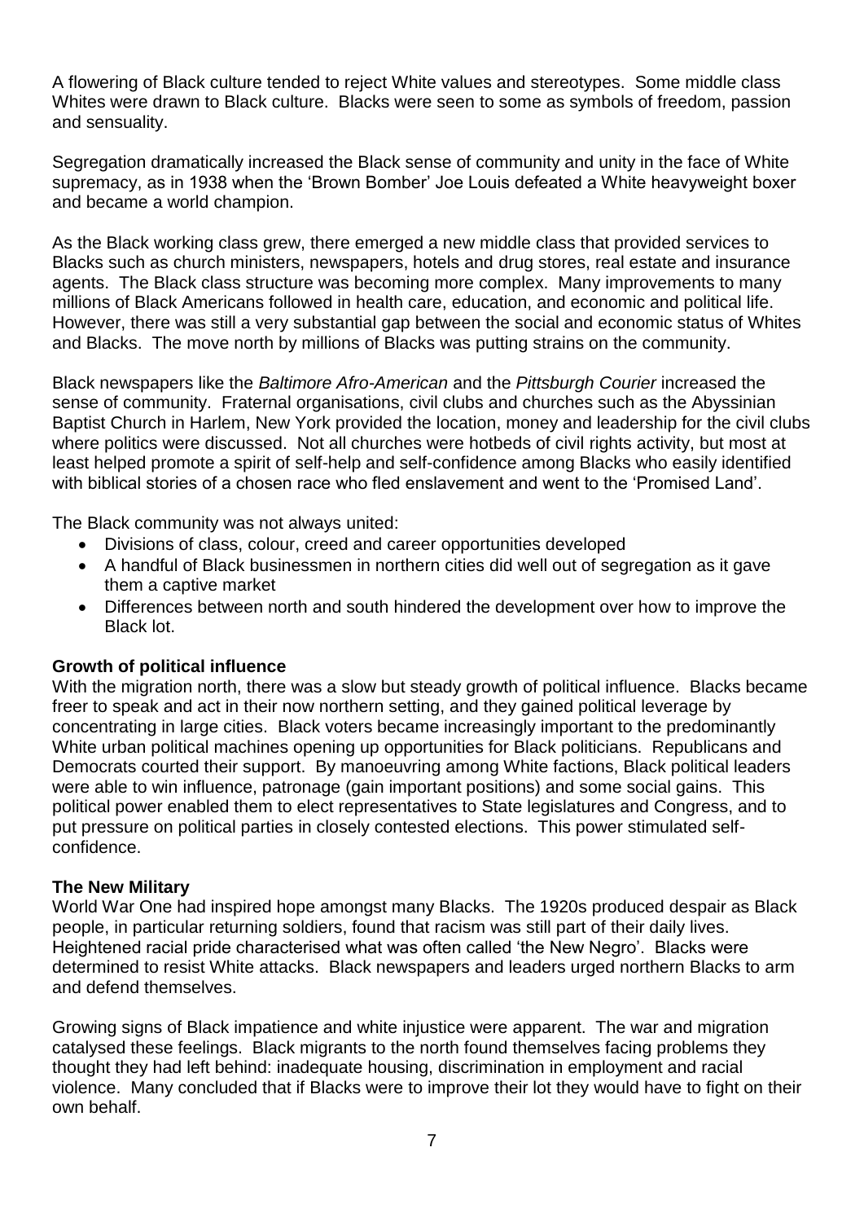A flowering of Black culture tended to reject White values and stereotypes. Some middle class Whites were drawn to Black culture. Blacks were seen to some as symbols of freedom, passion and sensuality.

Segregation dramatically increased the Black sense of community and unity in the face of White supremacy, as in 1938 when the 'Brown Bomber' Joe Louis defeated a White heavyweight boxer and became a world champion.

As the Black working class grew, there emerged a new middle class that provided services to Blacks such as church ministers, newspapers, hotels and drug stores, real estate and insurance agents. The Black class structure was becoming more complex. Many improvements to many millions of Black Americans followed in health care, education, and economic and political life. However, there was still a very substantial gap between the social and economic status of Whites and Blacks. The move north by millions of Blacks was putting strains on the community.

Black newspapers like the *Baltimore Afro-American* and the *Pittsburgh Courier* increased the sense of community. Fraternal organisations, civil clubs and churches such as the Abyssinian Baptist Church in Harlem, New York provided the location, money and leadership for the civil clubs where politics were discussed. Not all churches were hotbeds of civil rights activity, but most at least helped promote a spirit of self-help and self-confidence among Blacks who easily identified with biblical stories of a chosen race who fled enslavement and went to the 'Promised Land'.

The Black community was not always united:

- Divisions of class, colour, creed and career opportunities developed
- A handful of Black businessmen in northern cities did well out of segregation as it gave them a captive market
- Differences between north and south hindered the development over how to improve the Black lot.

**Growth of political influence**

With the migration north, there was a slow but steady growth of political influence. Blacks became freer to speak and act in their now northern setting, and they gained political leverage by concentrating in large cities. Black voters became increasingly important to the predominantly White urban political machines opening up opportunities for Black politicians. Republicans and Democrats courted their support. By manoeuvring among White factions, Black political leaders were able to win influence, patronage (gain important positions) and some social gains. This political power enabled them to elect representatives to State legislatures and Congress, and to put pressure on political parties in closely contested elections. This power stimulated self-confidence.

**The New Military**

World War One had inspired hope amongst many Blacks. The 1920s produced despair as Black people, in particular returning soldiers, found that racism was still part of their daily lives. Heightened racial pride characterised what was often called 'the New Negro'. Blacks were determined to resist White attacks. Black newspapers and leaders urged northern Blacks to arm and defend themselves.

Growing signs of Black impatience and white injustice were apparent. The war and migration catalysed these feelings. Black migrants to the north found themselves facing problems they thought they had left behind: inadequate housing, discrimination in employment and racial violence. Many concluded that if Blacks were to improve their lot they would have to fight on their own behalf.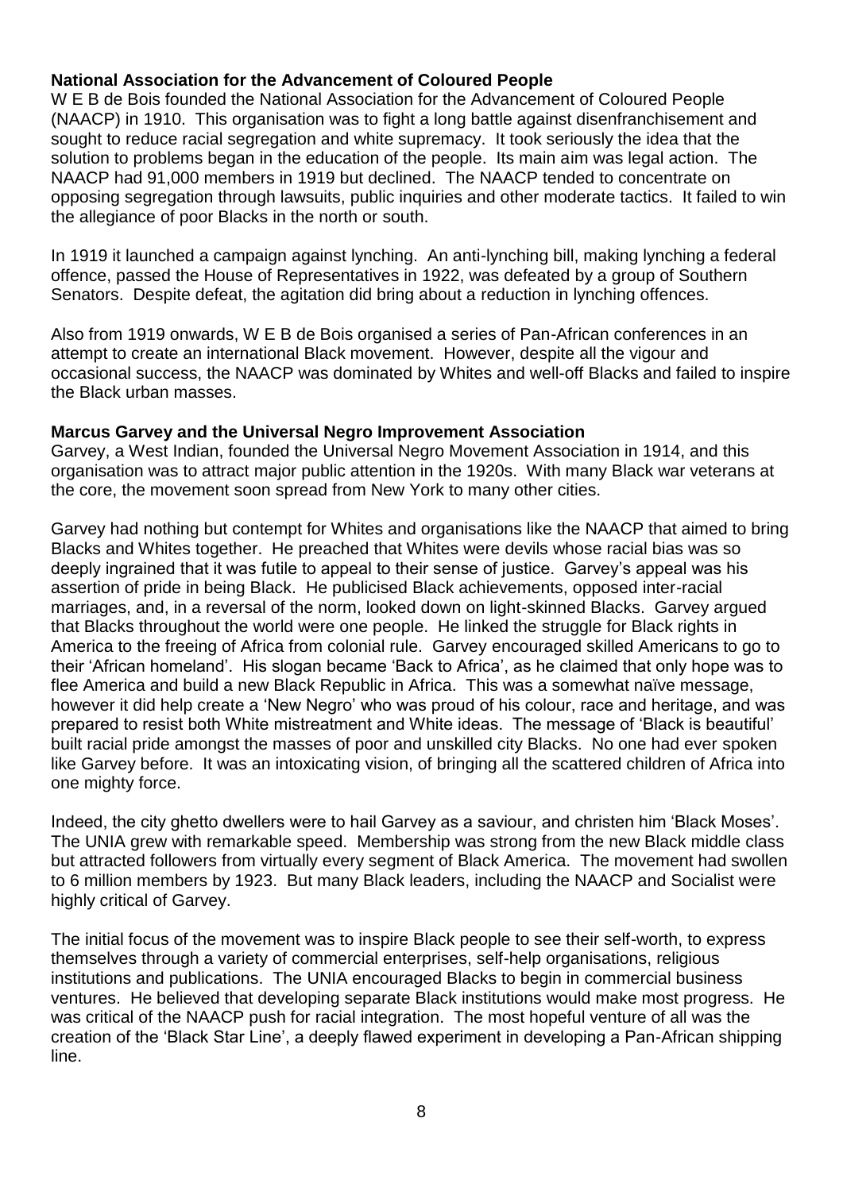**National Association for the Advancement of Coloured People**

W E B de Bois founded the National Association for the Advancement of Coloured People (NAACP) in 1910. This organisation was to fight a long battle against disenfranchisement and sought to reduce racial segregation and white supremacy. It took seriously the idea that the solution to problems began in the education of the people. Its main aim was legal action. The NAACP had 91,000 members in 1919 but declined. The NAACP tended to concentrate on opposing segregation through lawsuits, public inquiries and other moderate tactics. It failed to win the allegiance of poor Blacks in the north or south.

In 1919 it launched a campaign against lynching. An anti-lynching bill, making lynching a federal offence, passed the House of Representatives in 1922, was defeated by a group of Southern Senators. Despite defeat, the agitation did bring about a reduction in lynching offences.

Also from 1919 onwards, W E B de Bois organised a series of Pan-African conferences in an attempt to create an international Black movement. However, despite all the vigour and occasional success, the NAACP was dominated by Whites and well-off Blacks and failed to inspire the Black urban masses.

**Marcus Garvey and the Universal Negro Improvement Association**

Garvey, a West Indian, founded the Universal Negro Movement Association in 1914, and this organisation was to attract major public attention in the 1920s. With many Black war veterans at the core, the movement soon spread from New York to many other cities.

Garvey had nothing but contempt for Whites and organisations like the NAACP that aimed to bring Blacks and Whites together. He preached that Whites were devils whose racial bias was so deeply ingrained that it was futile to appeal to their sense of justice. Garvey's appeal was his assertion of pride in being Black. He publicised Black achievements, opposed inter-racial marriages, and, in a reversal of the norm, looked down on light-skinned Blacks. Garvey argued that Blacks throughout the world were one people. He linked the struggle for Black rights in America to the freeing of Africa from colonial rule. Garvey encouraged skilled Americans to go to their 'African homeland'. His slogan became 'Back to Africa', as he claimed that only hope was to flee America and build a new Black Republic in Africa. This was a somewhat naïve message, however it did help create a 'New Negro' who was proud of his colour, race and heritage, and was prepared to resist both White mistreatment and White ideas. The message of 'Black is beautiful' built racial pride amongst the masses of poor and unskilled city Blacks. No one had ever spoken like Garvey before. It was an intoxicating vision, of bringing all the scattered children of Africa into one mighty force.

Indeed, the city ghetto dwellers were to hail Garvey as a saviour, and christen him 'Black Moses'. The UNIA grew with remarkable speed. Membership was strong from the new Black middle class but attracted followers from virtually every segment of Black America. The movement had swollen to 6 million members by 1923. But many Black leaders, including the NAACP and Socialist were highly critical of Garvey.

The initial focus of the movement was to inspire Black people to see their self-worth, to express themselves through a variety of commercial enterprises, self-help organisations, religious institutions and publications. The UNIA encouraged Blacks to begin in commercial business ventures. He believed that developing separate Black institutions would make most progress. He was critical of the NAACP push for racial integration. The most hopeful venture of all was the creation of the 'Black Star Line', a deeply flawed experiment in developing a Pan-African shipping line.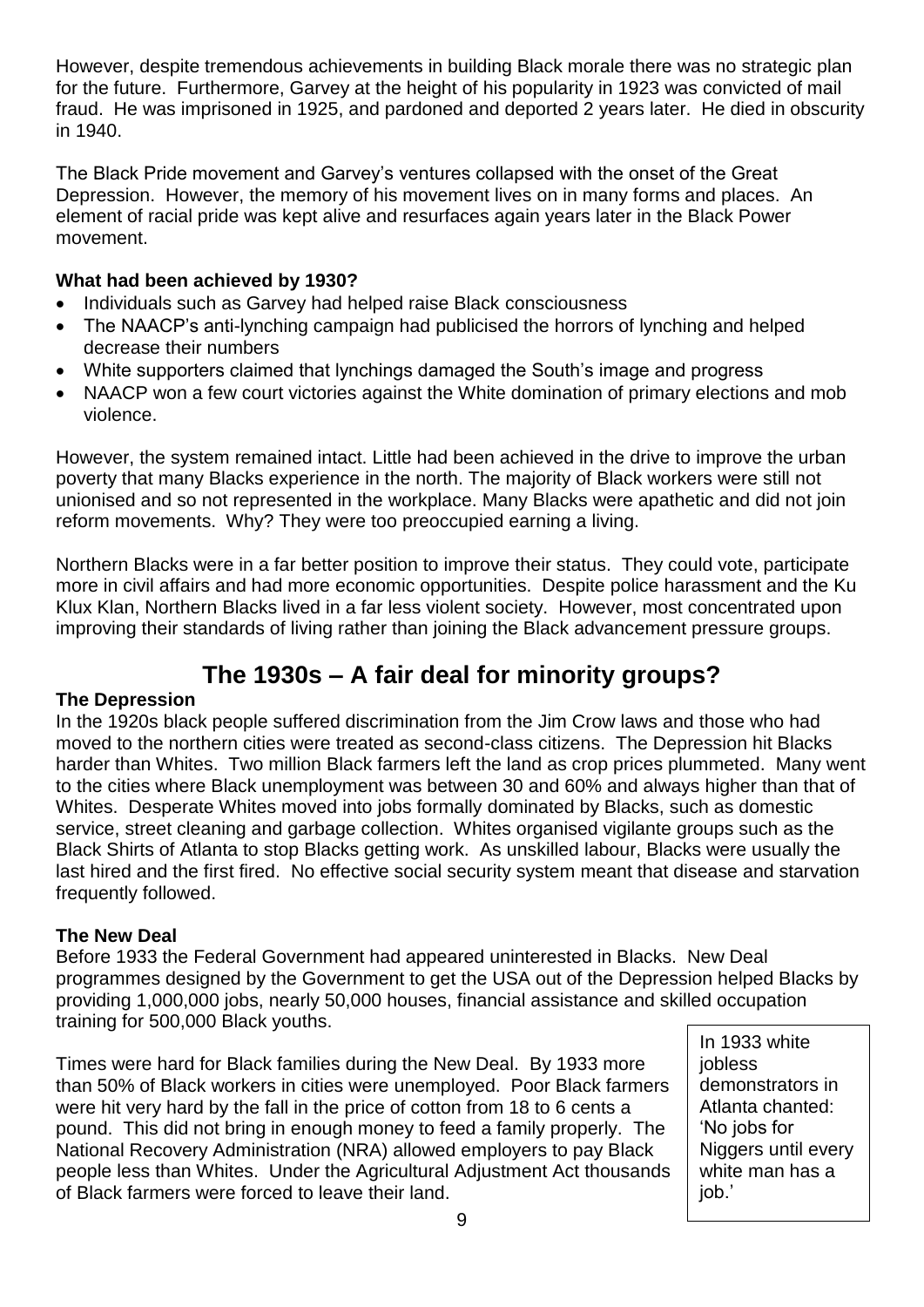However, despite tremendous achievements in building Black morale there was no strategic plan for the future. Furthermore, Garvey at the height of his popularity in 1923 was convicted of mail fraud. He was imprisoned in 1925, and pardoned and deported 2 years later. He died in obscurity in 1940.

The Black Pride movement and Garvey's ventures collapsed with the onset of the Great Depression. However, the memory of his movement lives on in many forms and places. An element of racial pride was kept alive and resurfaces again years later in the Black Power movement.

**What had been achieved by 1930?**

- Individuals such as Garvey had helped raise Black consciousness
- The NAACP's anti-lynching campaign had publicised the horrors of lynching and helped decrease their numbers
- White supporters claimed that lynchings damaged the South's image and progress
- NAACP won a few court victories against the White domination of primary elections and mob violence.

However, the system remained intact. Little had been achieved in the drive to improve the urban poverty that many Blacks experience in the north. The majority of Black workers were still not unionised and so not represented in the workplace. Many Blacks were apathetic and did not join reform movements. Why? They were too preoccupied earning a living.

Northern Blacks were in a far better position to improve their status. They could vote, participate more in civil affairs and had more economic opportunities. Despite police harassment and the Ku Klux Klan, Northern Blacks lived in a far less violent society. However, most concentrated upon improving their standards of living rather than joining the Black advancement pressure groups.

# The 1930s – A fair deal for minority groups?

**The Depression**

In the 1920s black people suffered discrimination from the Jim Crow laws and those who had moved to the northern cities were treated as second-class citizens. The Depression hit Blacks harder than Whites. Two million Black farmers left the land as crop prices plummeted. Many went to the cities where Black unemployment was between 30 and 60% and always higher than that of Whites. Desperate Whites moved into jobs formally dominated by Blacks, such as domestic service, street cleaning and garbage collection. Whites organised vigilante groups such as the Black Shirts of Atlanta to stop Blacks getting work. As unskilled labour, Blacks were usually the last hired and the first fired. No effective social security system meant that disease and starvation frequently followed.

**The New Deal**

Before 1933 the Federal Government had appeared uninterested in Blacks. New Deal programmes designed by the Government to get the USA out of the Depression helped Blacks by providing 1,000,000 jobs, nearly 50,000 houses, financial assistance and skilled occupation training for 500,000 Black youths.

Times were hard for Black families during the New Deal. By 1933 more than 50% of Black workers in cities were unemployed. Poor Black farmers were hit very hard by the fall in the price of cotton from 18 to 6 cents a pound. This did not bring in enough money to feed a family properly. The National Recovery Administration (NRA) allowed employers to pay Black people less than Whites. Under the Agricultural Adjustment Act thousands of Black farmers were forced to leave their land.

> In 1933 white jobless demonstrators in Atlanta chanted: 'No jobs for Niggers until every white man has a job.'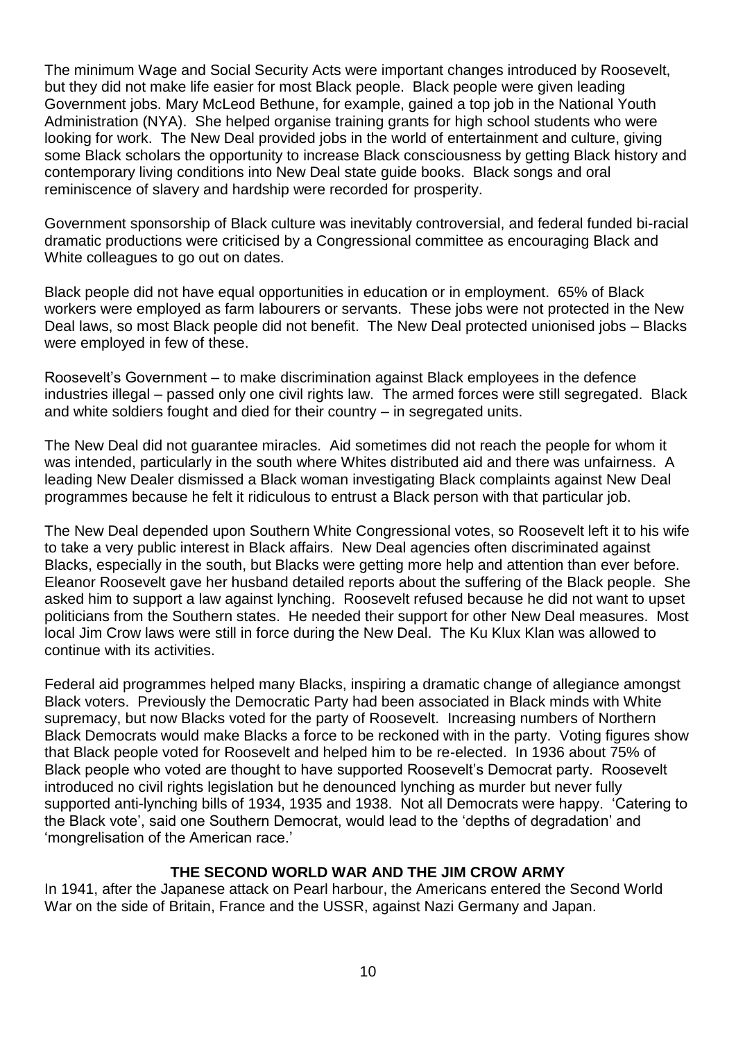The minimum Wage and Social Security Acts were important changes introduced by Roosevelt, but they did not make life easier for most Black people. Black people were given leading Government jobs. Mary McLeod Bethune, for example, gained a top job in the National Youth Administration (NYA). She helped organise training grants for high school students who were looking for work. The New Deal provided jobs in the world of entertainment and culture, giving some Black scholars the opportunity to increase Black consciousness by getting Black history and contemporary living conditions into New Deal state guide books. Black songs and oral reminiscence of slavery and hardship were recorded for prosperity.

Government sponsorship of Black culture was inevitably controversial, and federal funded bi-racial dramatic productions were criticised by a Congressional committee as encouraging Black and White colleagues to go out on dates.

Black people did not have equal opportunities in education or in employment. 65% of Black workers were employed as farm labourers or servants. These jobs were not protected in the New Deal laws, so most Black people did not benefit. The New Deal protected unionised jobs – Blacks were employed in few of these.

Roosevelt's Government – to make discrimination against Black employees in the defence industries illegal – passed only one civil rights law. The armed forces were still segregated. Black and white soldiers fought and died for their country – in segregated units.

The New Deal did not guarantee miracles. Aid sometimes did not reach the people for whom it was intended, particularly in the south where Whites distributed aid and there was unfairness. A leading New Dealer dismissed a Black woman investigating Black complaints against New Deal programmes because he felt it ridiculous to entrust a Black person with that particular job.

The New Deal depended upon Southern White Congressional votes, so Roosevelt left it to his wife to take a very public interest in Black affairs. New Deal agencies often discriminated against Blacks, especially in the south, but Blacks were getting more help and attention than ever before. Eleanor Roosevelt gave her husband detailed reports about the suffering of the Black people. She asked him to support a law against lynching. Roosevelt refused because he did not want to upset politicians from the Southern states. He needed their support for other New Deal measures. Most local Jim Crow laws were still in force during the New Deal. The Ku Klux Klan was allowed to continue with its activities.

Federal aid programmes helped many Blacks, inspiring a dramatic change of allegiance amongst Black voters. Previously the Democratic Party had been associated in Black minds with White supremacy, but now Blacks voted for the party of Roosevelt. Increasing numbers of Northern Black Democrats would make Blacks a force to be reckoned with in the party. Voting figures show that Black people voted for Roosevelt and helped him to be re-elected. In 1936 about 75% of Black people who voted are thought to have supported Roosevelt's Democrat party. Roosevelt introduced no civil rights legislation but he denounced lynching as murder but never fully supported anti-lynching bills of 1934, 1935 and 1938. Not all Democrats were happy. 'Catering to the Black vote', said one Southern Democrat, would lead to the 'depths of degradation' and 'mongrelisation of the American race.'

## THE SECOND WORLD WAR AND THE JIM CROW ARMY

In 1941, after the Japanese attack on Pearl harbour, the Americans entered the Second World War on the side of Britain, France and the USSR, against Nazi Germany and Japan.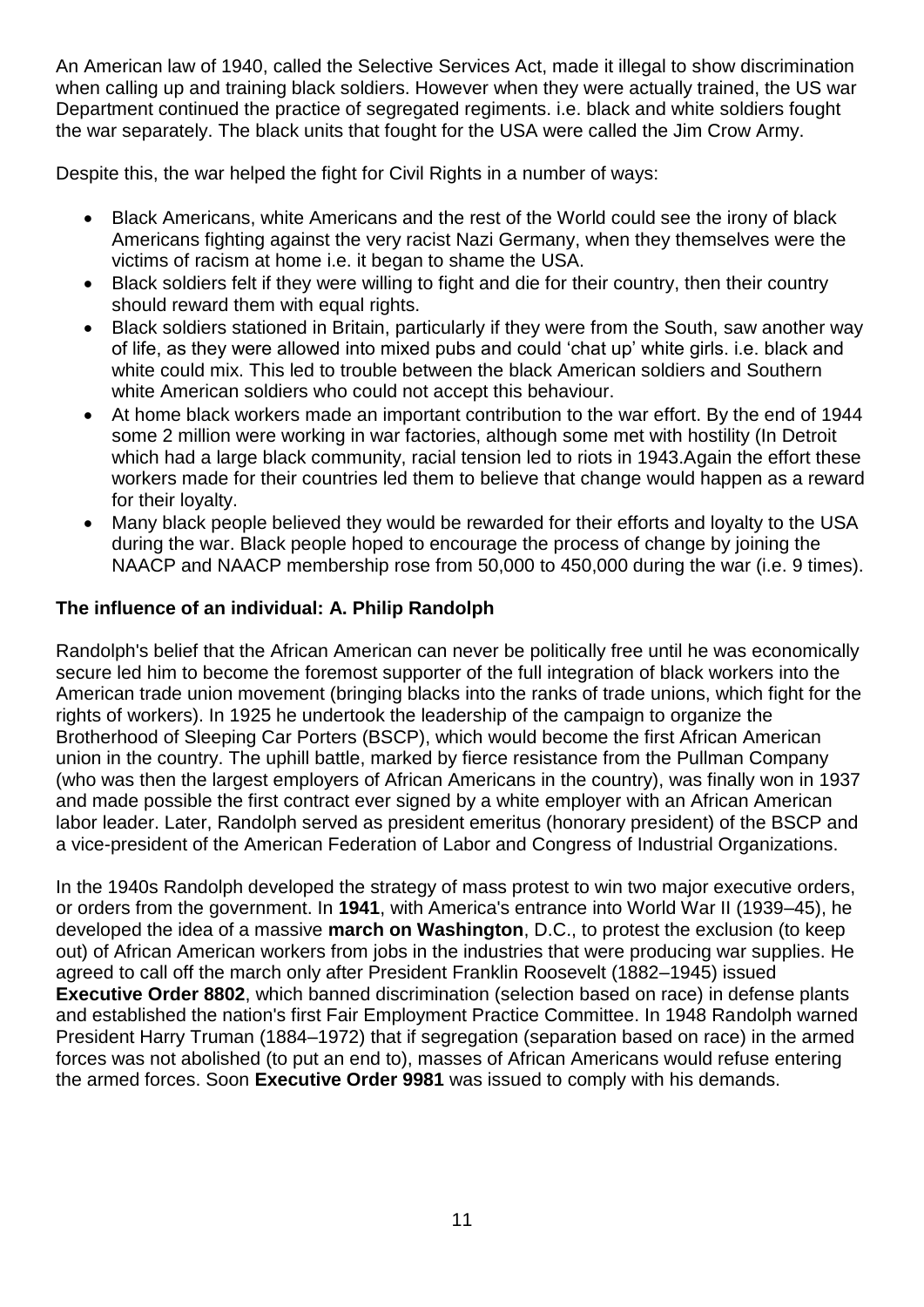An American law of 1940, called the Selective Services Act, made it illegal to show discrimination when calling up and training black soldiers. However when they were actually trained, the US war Department continued the practice of segregated regiments. i.e. black and white soldiers fought the war separately. The black units that fought for the USA were called the Jim Crow Army.

Despite this, the war helped the fight for Civil Rights in a number of ways:

- Black Americans, white Americans and the rest of the World could see the irony of black Americans fighting against the very racist Nazi Germany, when they themselves were the victims of racism at home i.e. it began to shame the USA.
- Black soldiers felt if they were willing to fight and die for their country, then their country should reward them with equal rights.
- Black soldiers stationed in Britain, particularly if they were from the South, saw another way of life, as they were allowed into mixed pubs and could 'chat up' white girls. i.e. black and white could mix. This led to trouble between the black American soldiers and Southern white American soldiers who could not accept this behaviour.
- At home black workers made an important contribution to the war effort. By the end of 1944 some 2 million were working in war factories, although some met with hostility (In Detroit which had a large black community, racial tension led to riots in 1943.Again the effort these workers made for their countries led them to believe that change would happen as a reward for their loyalty.
- Many black people believed they would be rewarded for their efforts and loyalty to the USA during the war. Black people hoped to encourage the process of change by joining the NAACP and NAACP membership rose from 50,000 to 450,000 during the war (i.e. 9 times).

**The influence of an individual: A. Philip Randolph**

Randolph's belief that the African American can never be politically free until he was economically secure led him to become the foremost supporter of the full integration of black workers into the American trade union movement (bringing blacks into the ranks of trade unions, which fight for the rights of workers). In 1925 he undertook the leadership of the campaign to organize the Brotherhood of Sleeping Car Porters (BSCP), which would become the first African American union in the country. The uphill battle, marked by fierce resistance from the Pullman Company (who was then the largest employers of African Americans in the country), was finally won in 1937 and made possible the first contract ever signed by a white employer with an African American labor leader. Later, Randolph served as president emeritus (honorary president) of the BSCP and a vice-president of the American Federation of Labor and Congress of Industrial Organizations.

In the 1940s Randolph developed the strategy of mass protest to win two major executive orders, or orders from the government. In **1941**, with America's entrance into World War II (1939–45), he developed the idea of a massive **march on Washington**, D.C., to protest the exclusion (to keep out) of African American workers from jobs in the industries that were producing war supplies. He agreed to call off the march only after President Franklin Roosevelt (1882–1945) issued **Executive Order 8802**, which banned discrimination (selection based on race) in defense plants and established the nation's first Fair Employment Practice Committee. In 1948 Randolph warned President Harry Truman (1884–1972) that if segregation (separation based on race) in the armed forces was not abolished (to put an end to), masses of African Americans would refuse entering the armed forces. Soon **Executive Order 9981** was issued to comply with his demands.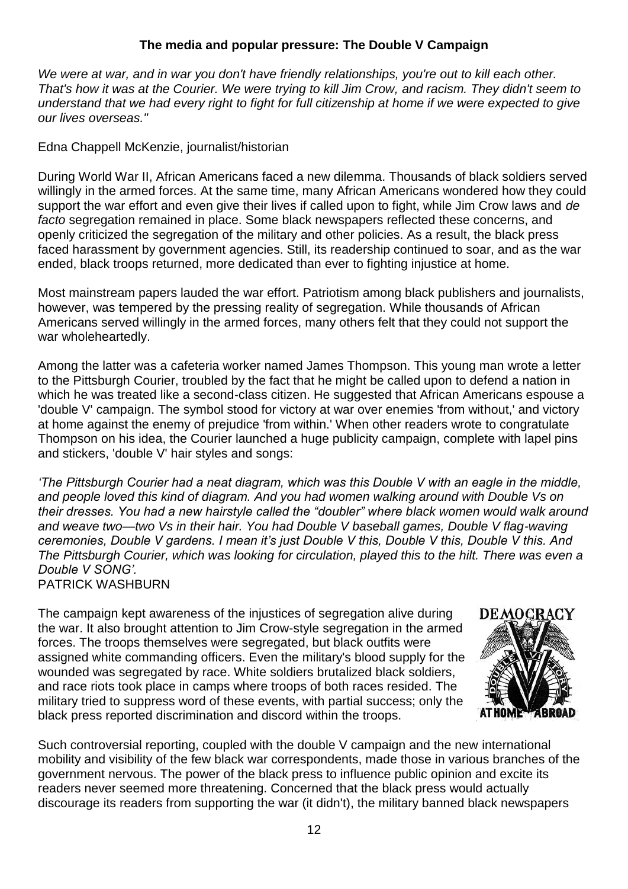**The media and popular pressure: The Double V Campaign**

*We were at war, and in war you don't have friendly relationships, you're out to kill each other. That's how it was at the Courier. We were trying to kill Jim Crow, and racism. They didn't seem to understand that we had every right to fight for full citizenship at home if we were expected to give our lives overseas."*

Edna Chappell McKenzie, journalist/historian

During World War II, African Americans faced a new dilemma. Thousands of black soldiers served willingly in the armed forces. At the same time, many African Americans wondered how they could support the war effort and even give their lives if called upon to fight, while Jim Crow laws and *de facto* segregation remained in place. Some black newspapers reflected these concerns, and openly criticized the segregation of the military and other policies. As a result, the black press faced harassment by government agencies. Still, its readership continued to soar, and as the war ended, black troops returned, more dedicated than ever to fighting injustice at home.

Most mainstream papers lauded the war effort. Patriotism among black publishers and journalists, however, was tempered by the pressing reality of segregation. While thousands of African Americans served willingly in the armed forces, many others felt that they could not support the war wholeheartedly.

Among the latter was a cafeteria worker named James Thompson. This young man wrote a letter to the Pittsburgh Courier, troubled by the fact that he might be called upon to defend a nation in which he was treated like a second-class citizen. He suggested that African Americans espouse a 'double V' campaign. The symbol stood for victory at war over enemies 'from without,' and victory at home against the enemy of prejudice 'from within.' When other readers wrote to congratulate Thompson on his idea, the Courier launched a huge publicity campaign, complete with lapel pins and stickers, 'double V' hair styles and songs:

*'The Pittsburgh Courier had a neat diagram, which was this Double V with an eagle in the middle, and people loved this kind of diagram. And you had women walking around with Double Vs on their dresses. You had a new hairstyle called the "doubler" where black women would walk around and weave two—two Vs in their hair. You had Double V baseball games, Double V flag-waving ceremonies, Double V gardens. I mean it's just Double V this, Double V this, Double V this. And The Pittsburgh Courier, which was looking for circulation, played this to the hilt. There was even a Double V SONG'.*
PATRICK WASHBURN

The campaign kept awareness of the injustices of segregation alive during the war. It also brought attention to Jim Crow-style segregation in the armed forces. The troops themselves were segregated, but black outfits were assigned white commanding officers. Even the military's blood supply for the wounded was segregated by race. White soldiers brutalized black soldiers, and race riots took place in camps where troops of both races resided. The military tried to suppress word of these events, with partial success; only the black press reported discrimination and discord within the troops.

Such controversial reporting, coupled with the double V campaign and the new international mobility and visibility of the few black war correspondents, made those in various branches of the government nervous. The power of the black press to influence public opinion and excite its readers never seemed more threatening. Concerned that the black press would actually discourage its readers from supporting the war (it didn't), the military banned black newspapers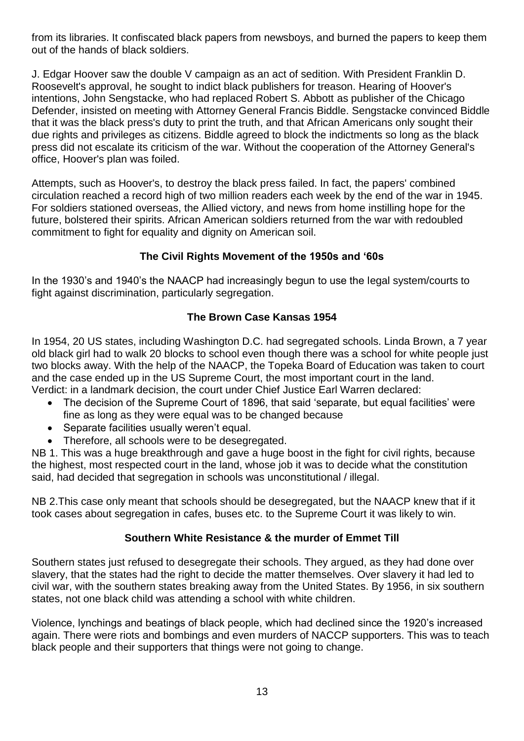from its libraries. It confiscated black papers from newsboys, and burned the papers to keep them out of the hands of black soldiers.

J. Edgar Hoover saw the double V campaign as an act of sedition. With President Franklin D. Roosevelt's approval, he sought to indict black publishers for treason. Hearing of Hoover's intentions, John Sengstacke, who had replaced Robert S. Abbott as publisher of the Chicago Defender, insisted on meeting with Attorney General Francis Biddle. Sengstacke convinced Biddle that it was the black press's duty to print the truth, and that African Americans only sought their due rights and privileges as citizens. Biddle agreed to block the indictments so long as the black press did not escalate its criticism of the war. Without the cooperation of the Attorney General's office, Hoover's plan was foiled.

Attempts, such as Hoover's, to destroy the black press failed. In fact, the papers' combined circulation reached a record high of two million readers each week by the end of the war in 1945. For soldiers stationed overseas, the Allied victory, and news from home instilling hope for the future, bolstered their spirits. African American soldiers returned from the war with redoubled commitment to fight for equality and dignity on American soil.

## The Civil Rights Movement of the 1950s and '60s

In the 1930's and 1940's the NAACP had increasingly begun to use the legal system/courts to fight against discrimination, particularly segregation.

### The Brown Case Kansas 1954

In 1954, 20 US states, including Washington D.C. had segregated schools. Linda Brown, a 7 year old black girl had to walk 20 blocks to school even though there was a school for white people just two blocks away. With the help of the NAACP, the Topeka Board of Education was taken to court and the case ended up in the US Supreme Court, the most important court in the land.
Verdict: in a landmark decision, the court under Chief Justice Earl Warren declared:

- The decision of the Supreme Court of 1896, that said 'separate, but equal facilities' were fine as long as they were equal was to be changed because
- Separate facilities usually weren't equal.
- Therefore, all schools were to be desegregated.

NB 1. This was a huge breakthrough and gave a huge boost in the fight for civil rights, because the highest, most respected court in the land, whose job it was to decide what the constitution said, had decided that segregation in schools was unconstitutional / illegal.

NB 2.This case only meant that schools should be desegregated, but the NAACP knew that if it took cases about segregation in cafes, buses etc. to the Supreme Court it was likely to win.

### Southern White Resistance & the murder of Emmet Till

Southern states just refused to desegregate their schools. They argued, as they had done over slavery, that the states had the right to decide the matter themselves. Over slavery it had led to civil war, with the southern states breaking away from the United States. By 1956, in six southern states, not one black child was attending a school with white children.

Violence, lynchings and beatings of black people, which had declined since the 1920's increased again. There were riots and bombings and even murders of NACCP supporters. This was to teach black people and their supporters that things were not going to change.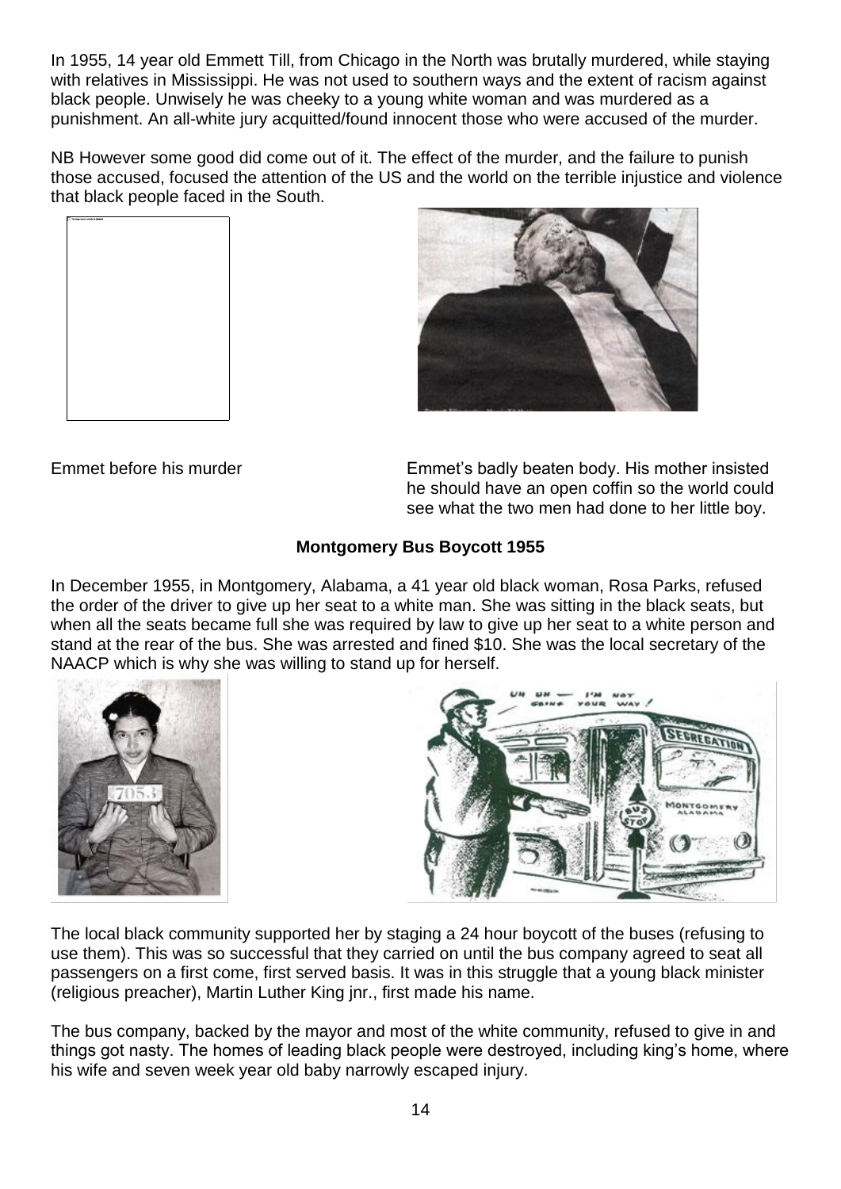In 1955, 14 year old Emmett Till, from Chicago in the North was brutally murdered, while staying with relatives in Mississippi. He was not used to southern ways and the extent of racism against black people. Unwisely he was cheeky to a young white woman and was murdered as a punishment. An all-white jury acquitted/found innocent those who were accused of the murder.

NB However some good did come out of it. The effect of the murder, and the failure to punish those accused, focused the attention of the US and the world on the terrible injustice and violence that black people faced in the South.

Emmet before his murder

Emmet's badly beaten body. His mother insisted he should have an open coffin so the world could see what the two men had done to her little boy.

**Montgomery Bus Boycott 1955**

In December 1955, in Montgomery, Alabama, a 41 year old black woman, Rosa Parks, refused the order of the driver to give up her seat to a white man. She was sitting in the black seats, but when all the seats became full she was required by law to give up her seat to a white person and stand at the rear of the bus. She was arrested and fined $10. She was the local secretary of the NAACP which is why she was willing to stand up for herself.

The local black community supported her by staging a 24 hour boycott of the buses (refusing to use them). This was so successful that they carried on until the bus company agreed to seat all passengers on a first come, first served basis. It was in this struggle that a young black minister (religious preacher), Martin Luther King jnr., first made his name.

The bus company, backed by the mayor and most of the white community, refused to give in and things got nasty. The homes of leading black people were destroyed, including king's home, where his wife and seven week year old baby narrowly escaped injury.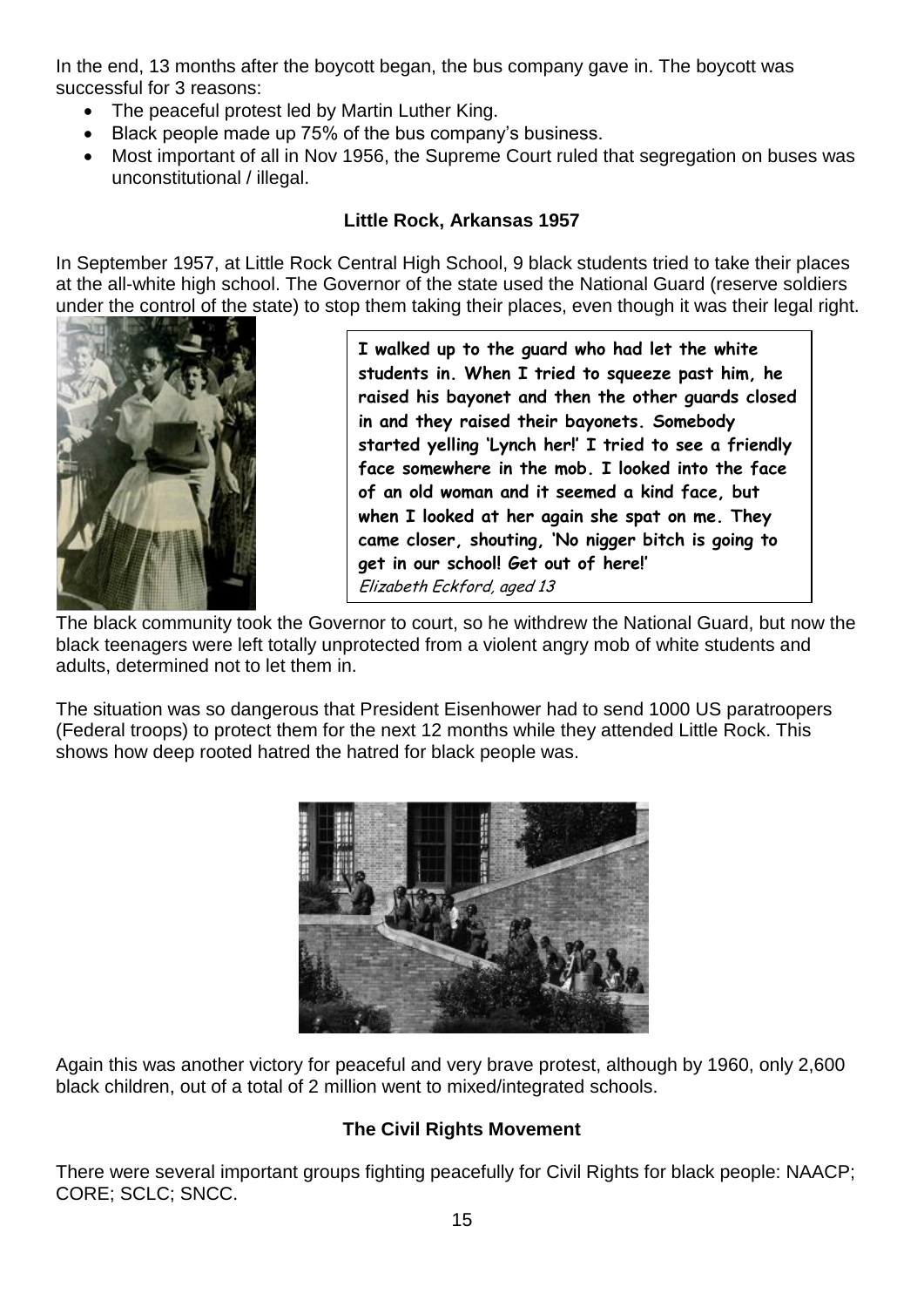In the end, 13 months after the boycott began, the bus company gave in. The boycott was successful for 3 reasons:

- The peaceful protest led by Martin Luther King.
- Black people made up 75% of the bus company's business.
- Most important of all in Nov 1956, the Supreme Court ruled that segregation on buses was unconstitutional / illegal.

### Little Rock, Arkansas 1957

In September 1957, at Little Rock Central High School, 9 black students tried to take their places at the all-white high school. The Governor of the state used the National Guard (reserve soldiers under the control of the state) to stop them taking their places, even though it was their legal right.

> **I walked up to the guard who had let the white students in. When I tried to squeeze past him, he raised his bayonet and then the other guards closed in and they raised their bayonets. Somebody started yelling 'Lynch her!' I tried to see a friendly face somewhere in the mob. I looked into the face of an old woman and it seemed a kind face, but when I looked at her again she spat on me. They came closer, shouting, 'No nigger bitch is going to get in our school! Get out of here!'**
> *Elizabeth Eckford, aged 13*

The black community took the Governor to court, so he withdrew the National Guard, but now the black teenagers were left totally unprotected from a violent angry mob of white students and adults, determined not to let them in.

The situation was so dangerous that President Eisenhower had to send 1000 US paratroopers (Federal troops) to protect them for the next 12 months while they attended Little Rock. This shows how deep rooted hatred the hatred for black people was.

Again this was another victory for peaceful and very brave protest, although by 1960, only 2,600 black children, out of a total of 2 million went to mixed/integrated schools.

### The Civil Rights Movement

There were several important groups fighting peacefully for Civil Rights for black people: NAACP; CORE; SCLC; SNCC.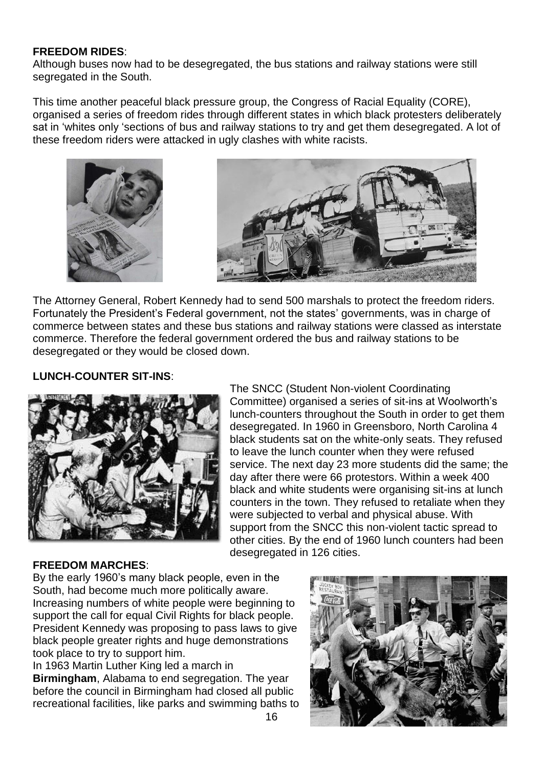**FREEDOM RIDES**:

Although buses now had to be desegregated, the bus stations and railway stations were still segregated in the South.

This time another peaceful black pressure group, the Congress of Racial Equality (CORE), organised a series of freedom rides through different states in which black protesters deliberately sat in 'whites only 'sections of bus and railway stations to try and get them desegregated. A lot of these freedom riders were attacked in ugly clashes with white racists.

The Attorney General, Robert Kennedy had to send 500 marshals to protect the freedom riders. Fortunately the President's Federal government, not the states' governments, was in charge of commerce between states and these bus stations and railway stations were classed as interstate commerce. Therefore the federal government ordered the bus and railway stations to be desegregated or they would be closed down.

**LUNCH-COUNTER SIT-INS**:

The SNCC (Student Non-violent Coordinating Committee) organised a series of sit-ins at Woolworth's lunch-counters throughout the South in order to get them desegregated. In 1960 in Greensboro, North Carolina 4 black students sat on the white-only seats. They refused to leave the lunch counter when they were refused service. The next day 23 more students did the same; the day after there were 66 protestors. Within a week 400 black and white students were organising sit-ins at lunch counters in the town. They refused to retaliate when they were subjected to verbal and physical abuse. With support from the SNCC this non-violent tactic spread to other cities. By the end of 1960 lunch counters had been desegregated in 126 cities.

**FREEDOM MARCHES**:

By the early 1960's many black people, even in the South, had become much more politically aware. Increasing numbers of white people were beginning to support the call for equal Civil Rights for black people. President Kennedy was proposing to pass laws to give black people greater rights and huge demonstrations took place to try to support him.

In 1963 Martin Luther King led a march in **Birmingham**, Alabama to end segregation. The year before the council in Birmingham had closed all public recreational facilities, like parks and swimming baths to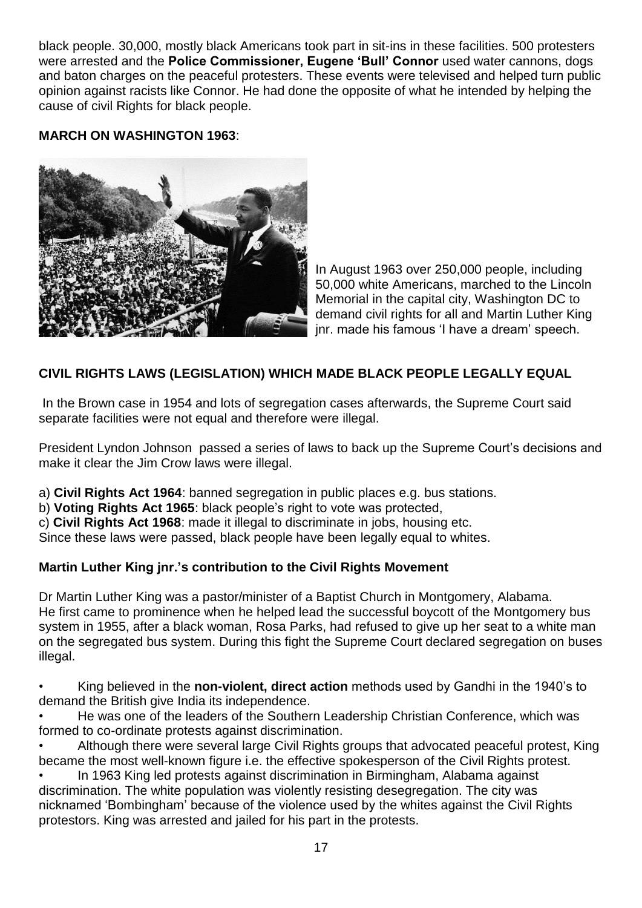black people. 30,000, mostly black Americans took part in sit-ins in these facilities. 500 protesters were arrested and the **Police Commissioner, Eugene 'Bull' Connor** used water cannons, dogs and baton charges on the peaceful protesters. These events were televised and helped turn public opinion against racists like Connor. He had done the opposite of what he intended by helping the cause of civil Rights for black people.

**MARCH ON WASHINGTON 1963**:

In August 1963 over 250,000 people, including 50,000 white Americans, marched to the Lincoln Memorial in the capital city, Washington DC to demand civil rights for all and Martin Luther King jnr. made his famous 'I have a dream' speech.

## CIVIL RIGHTS LAWS (LEGISLATION) WHICH MADE BLACK PEOPLE LEGALLY EQUAL

In the Brown case in 1954 and lots of segregation cases afterwards, the Supreme Court said separate facilities were not equal and therefore were illegal.

President Lyndon Johnson passed a series of laws to back up the Supreme Court's decisions and make it clear the Jim Crow laws were illegal.

a) **Civil Rights Act 1964**: banned segregation in public places e.g. bus stations.
b) **Voting Rights Act 1965**: black people's right to vote was protected,
c) **Civil Rights Act 1968**: made it illegal to discriminate in jobs, housing etc.
Since these laws were passed, black people have been legally equal to whites.

## Martin Luther King jnr.'s contribution to the Civil Rights Movement

Dr Martin Luther King was a pastor/minister of a Baptist Church in Montgomery, Alabama. He first came to prominence when he helped lead the successful boycott of the Montgomery bus system in 1955, after a black woman, Rosa Parks, had refused to give up her seat to a white man on the segregated bus system. During this fight the Supreme Court declared segregation on buses illegal.

- King believed in the **non-violent, direct action** methods used by Gandhi in the 1940's to demand the British give India its independence.
- He was one of the leaders of the Southern Leadership Christian Conference, which was formed to co-ordinate protests against discrimination.
- Although there were several large Civil Rights groups that advocated peaceful protest, King became the most well-known figure i.e. the effective spokesperson of the Civil Rights protest.
- In 1963 King led protests against discrimination in Birmingham, Alabama against discrimination. The white population was violently resisting desegregation. The city was nicknamed 'Bombingham' because of the violence used by the whites against the Civil Rights protestors. King was arrested and jailed for his part in the protests.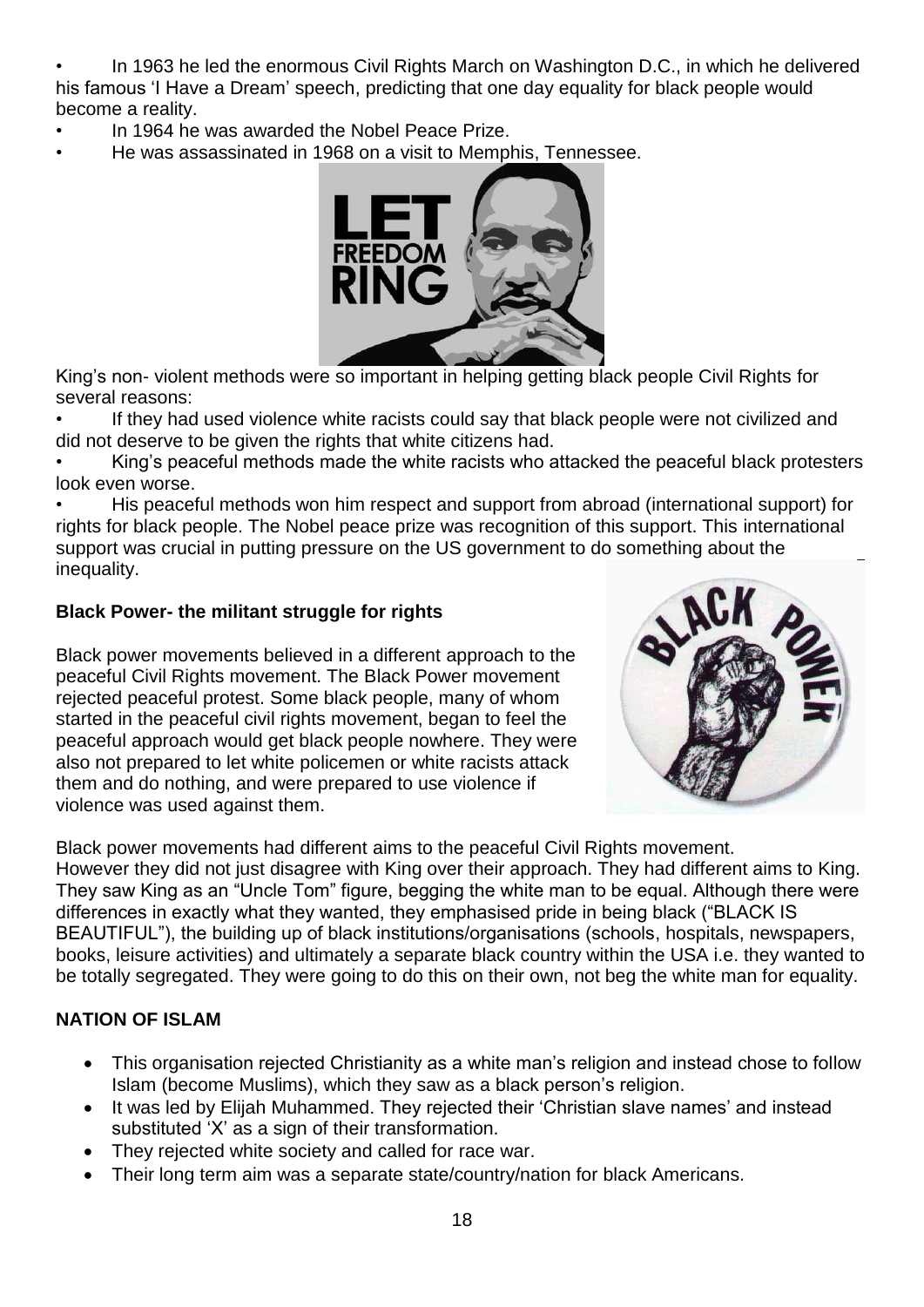- In 1963 he led the enormous Civil Rights March on Washington D.C., in which he delivered his famous 'I Have a Dream' speech, predicting that one day equality for black people would become a reality.
- In 1964 he was awarded the Nobel Peace Prize.
- He was assassinated in 1968 on a visit to Memphis, Tennessee.

King's non- violent methods were so important in helping getting black people Civil Rights for several reasons:

- If they had used violence white racists could say that black people were not civilized and did not deserve to be given the rights that white citizens had.
- King's peaceful methods made the white racists who attacked the peaceful black protesters look even worse.
- His peaceful methods won him respect and support from abroad (international support) for rights for black people. The Nobel peace prize was recognition of this support. This international support was crucial in putting pressure on the US government to do something about the inequality.

**Black Power- the militant struggle for rights**

Black power movements believed in a different approach to the peaceful Civil Rights movement. The Black Power movement rejected peaceful protest. Some black people, many of whom started in the peaceful civil rights movement, began to feel the peaceful approach would get black people nowhere. They were also not prepared to let white policemen or white racists attack them and do nothing, and were prepared to use violence if violence was used against them.

Black power movements had different aims to the peaceful Civil Rights movement.
However they did not just disagree with King over their approach. They had different aims to King. They saw King as an "Uncle Tom" figure, begging the white man to be equal. Although there were differences in exactly what they wanted, they emphasised pride in being black ("BLACK IS BEAUTIFUL"), the building up of black institutions/organisations (schools, hospitals, newspapers, books, leisure activities) and ultimately a separate black country within the USA i.e. they wanted to be totally segregated. They were going to do this on their own, not beg the white man for equality.

**NATION OF ISLAM**

- This organisation rejected Christianity as a white man's religion and instead chose to follow Islam (become Muslims), which they saw as a black person's religion.
- It was led by Elijah Muhammed. They rejected their 'Christian slave names' and instead substituted 'X' as a sign of their transformation.
- They rejected white society and called for race war.
- Their long term aim was a separate state/country/nation for black Americans.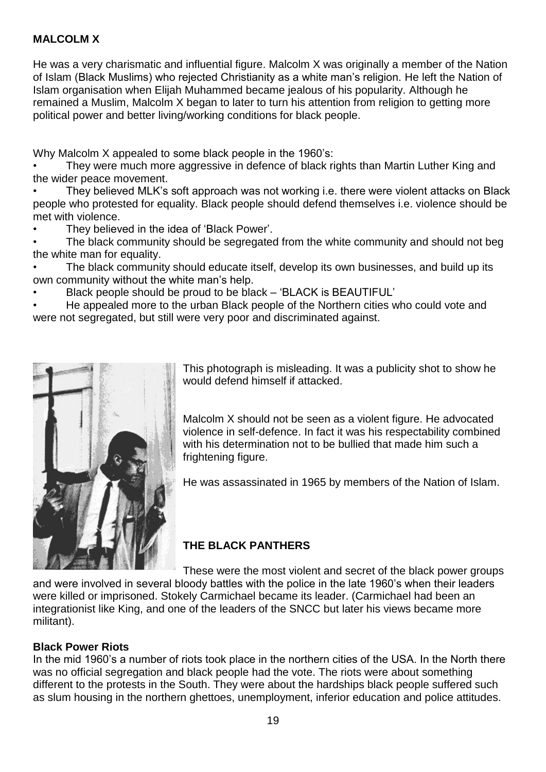**MALCOLM X**

He was a very charismatic and influential figure. Malcolm X was originally a member of the Nation of Islam (Black Muslims) who rejected Christianity as a white man's religion. He left the Nation of Islam organisation when Elijah Muhammed became jealous of his popularity. Although he remained a Muslim, Malcolm X began to later to turn his attention from religion to getting more political power and better living/working conditions for black people.

Why Malcolm X appealed to some black people in the 1960's:

- They were much more aggressive in defence of black rights than Martin Luther King and the wider peace movement.
- They believed MLK's soft approach was not working i.e. there were violent attacks on Black people who protested for equality. Black people should defend themselves i.e. violence should be met with violence.
- They believed in the idea of 'Black Power'.
- The black community should be segregated from the white community and should not beg the white man for equality.
- The black community should educate itself, develop its own businesses, and build up its own community without the white man's help.
- Black people should be proud to be black – 'BLACK is BEAUTIFUL'
- He appealed more to the urban Black people of the Northern cities who could vote and were not segregated, but still were very poor and discriminated against.

This photograph is misleading. It was a publicity shot to show he would defend himself if attacked.

Malcolm X should not be seen as a violent figure. He advocated violence in self-defence. In fact it was his respectability combined with his determination not to be bullied that made him such a frightening figure.

He was assassinated in 1965 by members of the Nation of Islam.

**THE BLACK PANTHERS**

These were the most violent and secret of the black power groups and were involved in several bloody battles with the police in the late 1960's when their leaders were killed or imprisoned. Stokely Carmichael became its leader. (Carmichael had been an integrationist like King, and one of the leaders of the SNCC but later his views became more militant).

**Black Power Riots**

In the mid 1960's a number of riots took place in the northern cities of the USA. In the North there was no official segregation and black people had the vote. The riots were about something different to the protests in the South. They were about the hardships black people suffered such as slum housing in the northern ghettoes, unemployment, inferior education and police attitudes.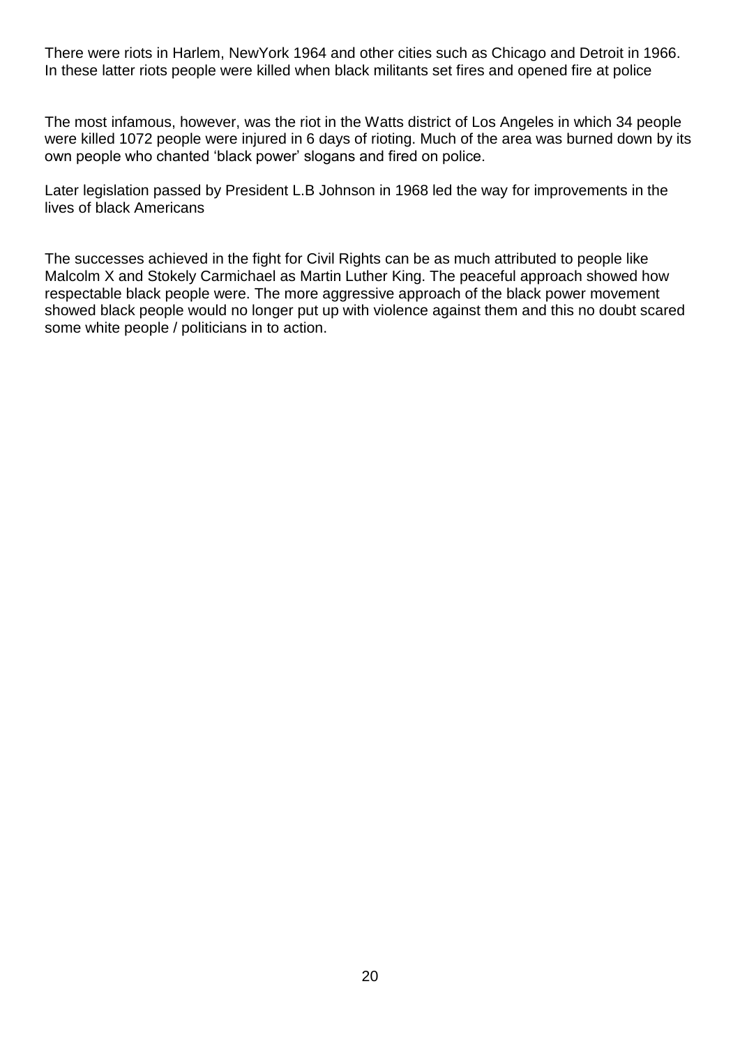There were riots in Harlem, NewYork 1964 and other cities such as Chicago and Detroit in 1966. In these latter riots people were killed when black militants set fires and opened fire at police

The most infamous, however, was the riot in the Watts district of Los Angeles in which 34 people were killed 1072 people were injured in 6 days of rioting. Much of the area was burned down by its own people who chanted 'black power' slogans and fired on police.

Later legislation passed by President L.B Johnson in 1968 led the way for improvements in the lives of black Americans

The successes achieved in the fight for Civil Rights can be as much attributed to people like Malcolm X and Stokely Carmichael as Martin Luther King. The peaceful approach showed how respectable black people were. The more aggressive approach of the black power movement showed black people would no longer put up with violence against them and this no doubt scared some white people / politicians in to action.